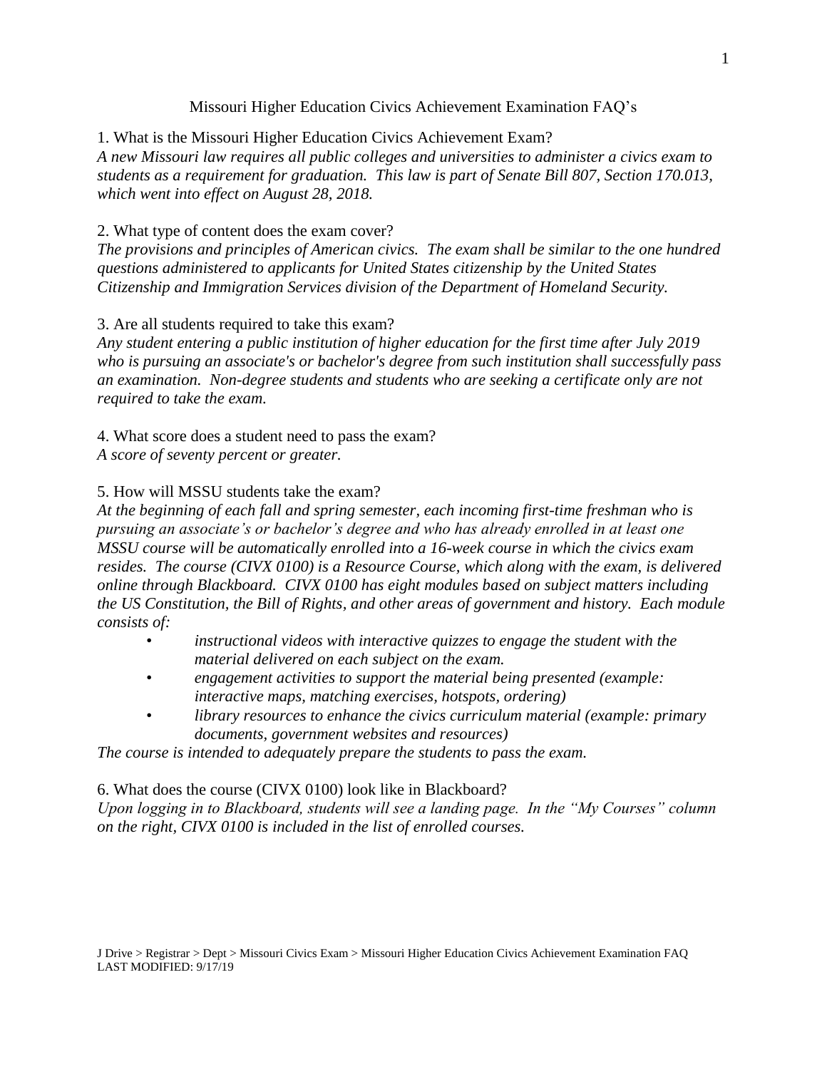# Missouri Higher Education Civics Achievement Examination FAQ's

1. What is the Missouri Higher Education Civics Achievement Exam?

*A new Missouri law requires all public colleges and universities to administer a civics exam to students as a requirement for graduation. This law is part of Senate Bill 807, Section 170.013, which went into effect on August 28, 2018.*

2. What type of content does the exam cover?

*The provisions and principles of American civics. The exam shall be similar to the one hundred questions administered to applicants for United States citizenship by the United States Citizenship and Immigration Services division of the Department of Homeland Security.*

3. Are all students required to take this exam?

*Any student entering a public institution of higher education for the first time after July 2019 who is pursuing an associate's or bachelor's degree from such institution shall successfully pass an examination. Non-degree students and students who are seeking a certificate only are not required to take the exam.*

4. What score does a student need to pass the exam?

*A score of seventy percent or greater.*

5. How will MSSU students take the exam?

*At the beginning of each fall and spring semester, each incoming first-time freshman who is pursuing an associate's or bachelor's degree and who has already enrolled in at least one MSSU course will be automatically enrolled into a 16-week course in which the civics exam resides. The course (CIVX 0100) is a Resource Course, which along with the exam, is delivered online through Blackboard. CIVX 0100 has eight modules based on subject matters including the US Constitution, the Bill of Rights, and other areas of government and history. Each module consists of:*

- *instructional videos with interactive quizzes to engage the student with the material delivered on each subject on the exam.*
- *engagement activities to support the material being presented (example: interactive maps, matching exercises, hotspots, ordering)*
- *library resources to enhance the civics curriculum material (example: primary documents, government websites and resources)*

*The course is intended to adequately prepare the students to pass the exam.*

6. What does the course (CIVX 0100) look like in Blackboard?

*Upon logging in to Blackboard, students will see a landing page. In the "My Courses" column on the right, CIVX 0100 is included in the list of enrolled courses.*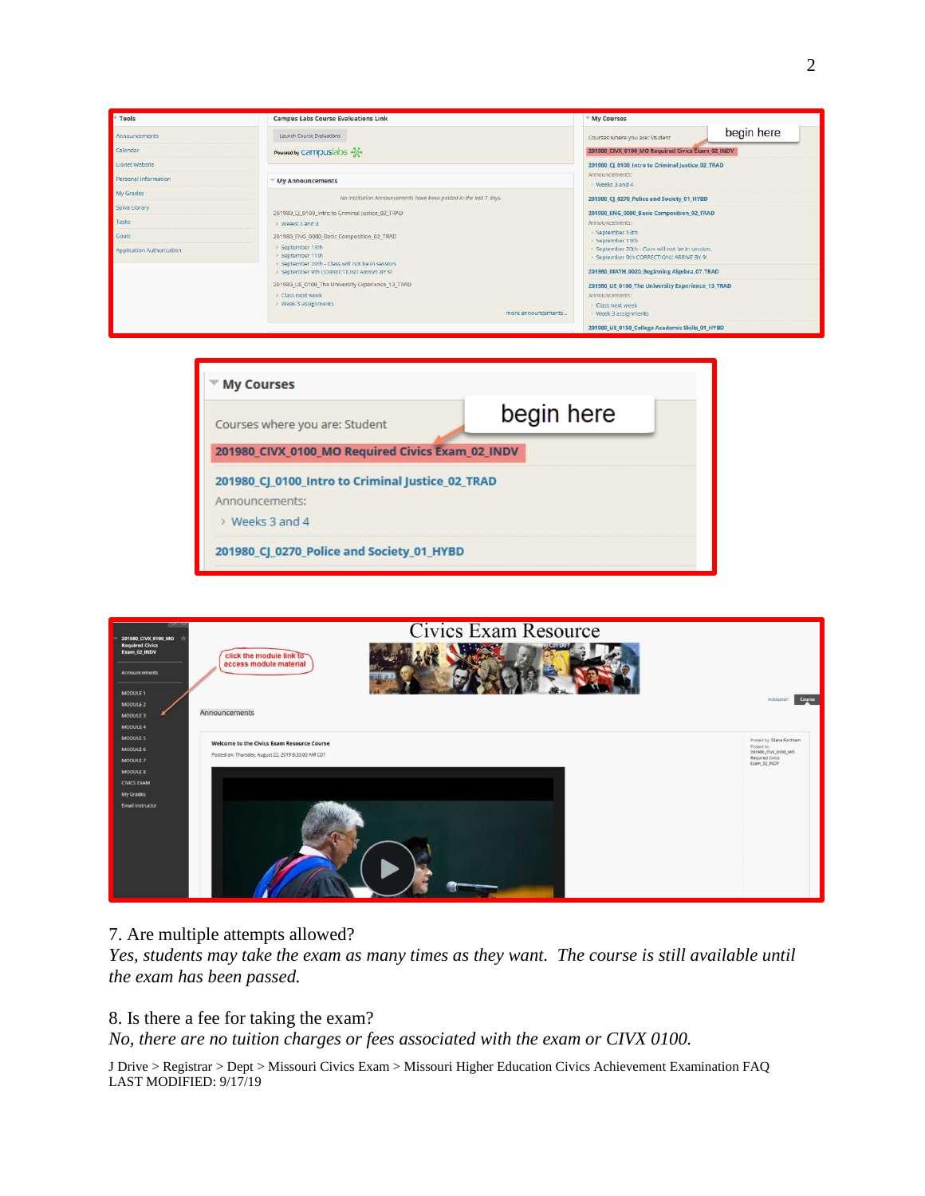7. Are multiple attempts allowed?

*Yes, students may take the exam as many times as they want. The course is still available until the exam has been passed.*

8. Is there a fee for taking the exam?

*No, there are no tuition charges or fees associated with the exam or CIVX 0100.*

J Drive > Registrar > Dept > Missouri Civics Exam > Missouri Higher Education Civics Achievement Examination FAQ
LAST MODIFIED: 9/17/19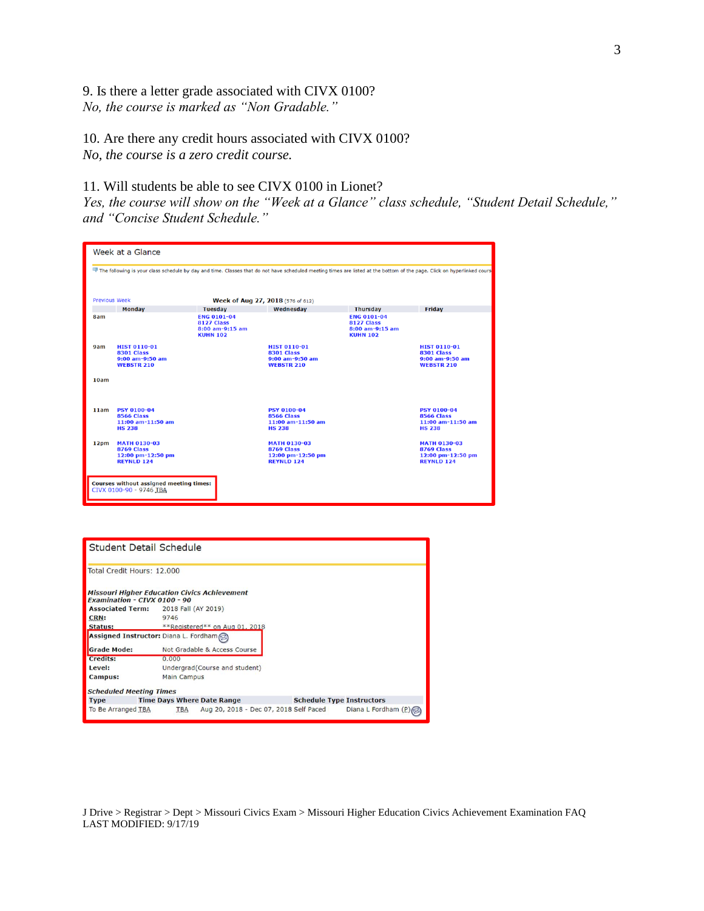9. Is there a letter grade associated with CIVX 0100?
*No, the course is marked as "Non Gradable."*

10. Are there any credit hours associated with CIVX 0100?
*No, the course is a zero credit course.*

11. Will students be able to see CIVX 0100 in Lionet?
*Yes, the course will show on the "Week at a Glance" class schedule, "Student Detail Schedule," and "Concise Student Schedule."*

**Week at a Glance**

The following is your class schedule by day and time. Classes that do not have scheduled meeting times are listed at the bottom of the page. Click on hyperlinked cours

Previous Week — **Week of Aug 27, 2018** (576 of 612)

| | Monday | Tuesday | Wednesday | Thursday | Friday |
|---|---|---|---|---|---|
| 8am | | ENG 0101-04<br>8127 Class<br>8:00 am-9:15 am<br>KUHN 102 | | ENG 0101-04<br>8127 Class<br>8:00 am-9:15 am<br>KUHN 102 | |
| 9am | HIST 0110-01<br>8301 Class<br>9:00 am-9:50 am<br>WEBSTR 210 | | HIST 0110-01<br>8301 Class<br>9:00 am-9:50 am<br>WEBSTR 210 | | HIST 0110-01<br>8301 Class<br>9:00 am-9:50 am<br>WEBSTR 210 |
| 10am | | | | | |
| 11am | PSY 0100-04<br>8566 Class<br>11:00 am-11:50 am<br>HS 238 | | PSY 0100-04<br>8566 Class<br>11:00 am-11:50 am<br>HS 238 | | PSY 0100-04<br>8566 Class<br>11:00 am-11:50 am<br>HS 238 |
| 12pm | MATH 0130-03<br>8769 Class<br>12:00 pm-12:50 pm<br>REYNLD 124 | | MATH 0130-03<br>8769 Class<br>12:00 pm-12:50 pm<br>REYNLD 124 | | MATH 0130-03<br>8769 Class<br>12:00 pm-12:50 pm<br>REYNLD 124 |

**Courses without assigned meeting times:**
CIVX 0100-90 - 9746 TBA

**Student Detail Schedule**

Total Credit Hours: 12.000

***Missouri Higher Education Civics Achievement Examination - CIVX 0100 - 90***

| | |
|---|---|
| **Associated Term:** | 2018 Fall (AY 2019) |
| **CRN:** | 9746 |
| **Status:** | \*\*Registered\*\* on Aug 01, 2018 |
| **Assigned Instructor:** | Diana L. Fordham |
| **Grade Mode:** | Not Gradable & Access Course |
| **Credits:** | 0.000 |
| **Level:** | Undergrad(Course and student) |
| **Campus:** | Main Campus |

***Scheduled Meeting Times***

| Type | Time | Days | Where | Date Range | Schedule Type | Instructors |
|---|---|---|---|---|---|---|
| To Be Arranged | TBA | | TBA | Aug 20, 2018 - Dec 07, 2018 | Self Paced | Diana L Fordham (P) |

J Drive > Registrar > Dept > Missouri Civics Exam > Missouri Higher Education Civics Achievement Examination FAQ
LAST MODIFIED: 9/17/19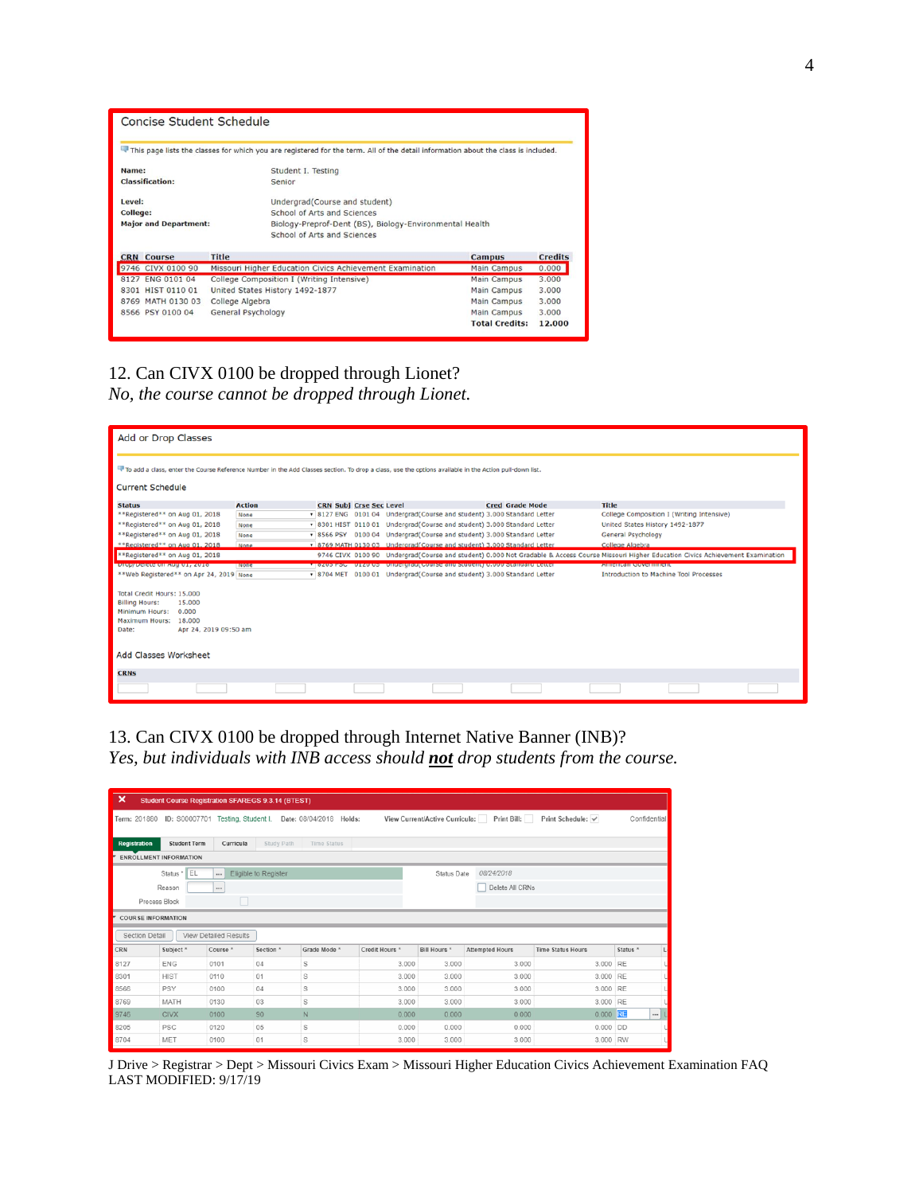## Concise Student Schedule

This page lists the classes for which you are registered for the term. All of the detail information about the class is included.

| | |
|---|---|
| **Name:** | Student I. Testing |
| **Classification:** | Senior |
| **Level:** | Undergrad(Course and student) |
| **College:** | School of Arts and Sciences |
| **Major and Department:** | Biology-Preprof-Dent (BS), Biology-Environmental Health<br>School of Arts and Sciences |

| CRN | Course | Title | Campus | Credits |
|---|---|---|---|---|
| 9746 | CIVX 0100 90 | Missouri Higher Education Civics Achievement Examination | Main Campus | 0.000 |
| 8127 | ENG 0101 04 | College Composition I (Writing Intensive) | Main Campus | 3.000 |
| 8301 | HIST 0110 01 | United States History 1492-1877 | Main Campus | 3.000 |
| 8769 | MATH 0130 03 | College Algebra | Main Campus | 3.000 |
| 8566 | PSY 0100 04 | General Psychology | Main Campus | 3.000 |
| | | | Total Credits: | 12.000 |

12. Can CIVX 0100 be dropped through Lionet?
*No, the course cannot be dropped through Lionet.*

## Add or Drop Classes

To add a class, enter the Course Reference Number in the Add Classes section. To drop a class, use the options available in the Action pull-down list.

### Current Schedule

| Status | Action | CRN | Subj | Crse | Sec | Level | Cred | Grade Mode | Title |
|---|---|---|---|---|---|---|---|---|---|
| **Registered** on Aug 01, 2018 | None | 8127 | ENG | 0101 | 04 | Undergrad(Course and student) | 3.000 | Standard Letter | College Composition I (Writing Intensive) |
| **Registered** on Aug 01, 2018 | None | 8301 | HIST | 0110 | 01 | Undergrad(Course and student) | 3.000 | Standard Letter | United States History 1492-1877 |
| **Registered** on Aug 01, 2018 | None | 8566 | PSY | 0100 | 04 | Undergrad(Course and student) | 3.000 | Standard Letter | General Psychology |
| **Registered** on Aug 01, 2018 | None | 8769 | MATH | 0130 | 03 | Undergrad(Course and student) | 3.000 | Standard Letter | College Algebra |
| **Registered** on Aug 01, 2018 | | 9746 | CIVX | 0100 | 90 | Undergrad(Course and student) | 0.000 | Not Gradable & Access Course | Missouri Higher Education Civics Achievement Examination |
| Drop/Delete on Aug 01, 2018 | None | 8205 | PSC | 0120 | 05 | Undergrad(Course and student) | 0.000 | Standard Letter | American Government |
| **Web Registered** on Apr 24, 2019 | None | 8704 | MET | 0100 | 01 | Undergrad(Course and student) | 3.000 | Standard Letter | Introduction to Machine Tool Processes |

Total Credit Hours: 15.000
Billing Hours: 15.000
Minimum Hours: 0.000
Maximum Hours: 18.000
Date: Apr 24, 2019 09:50 am

### Add Classes Worksheet

CRNs

13. Can CIVX 0100 be dropped through Internet Native Banner (INB)?
*Yes, but individuals with INB access should* ***not*** *drop students from the course.*

Student Course Registration SFAREGS 9.3.14 (BTEST)

Term: 201880 ID: S00007701 Testing, Student I. Date: 08/04/2018 Holds: View Current/Active Curricula: Print Bill: Print Schedule: ✓ Confidential

Registration | Student Term | Curricula | Study Path | Time Status

ENROLLMENT INFORMATION

Status: EL Eligible to Register — Status Date: 08/24/2018
Reason: — Delete All CRNs
Process Block

COURSE INFORMATION

Section Detail | View Detailed Results

| CRN | Subject | Course | Section | Grade Mode | Credit Hours | Bill Hours | Attempted Hours | Time Status Hours | Status |
|---|---|---|---|---|---|---|---|---|---|
| 8127 | ENG | 0101 | 04 | S | 3.000 | 3.000 | 3.000 | 3.000 | RE |
| 8301 | HIST | 0110 | 01 | S | 3.000 | 3.000 | 3.000 | 3.000 | RE |
| 8566 | PSY | 0100 | 04 | S | 3.000 | 3.000 | 3.000 | 3.000 | RE |
| 8769 | MATH | 0130 | 03 | S | 3.000 | 3.000 | 3.000 | 3.000 | RE |
| 9746 | CIVX | 0100 | 90 | N | 0.000 | 0.000 | 0.000 | 0.000 | RE |
| 8205 | PSC | 0120 | 05 | S | 0.000 | 0.000 | 0.000 | 0.000 | DD |
| 8704 | MET | 0100 | 01 | S | 3.000 | 3.000 | 3.000 | 3.000 | RW |

J Drive > Registrar > Dept > Missouri Civics Exam > Missouri Higher Education Civics Achievement Examination FAQ
LAST MODIFIED: 9/17/19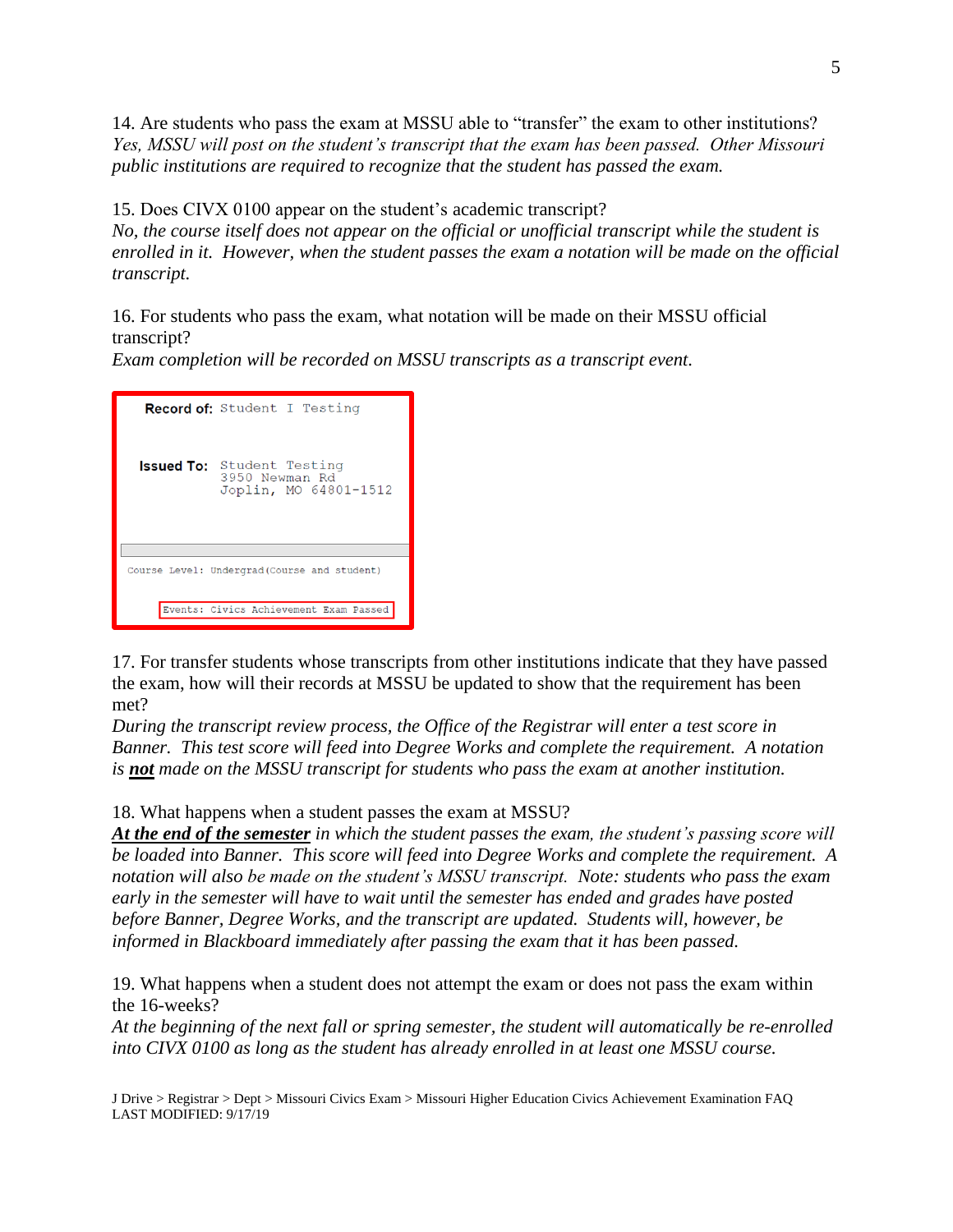14. Are students who pass the exam at MSSU able to "transfer" the exam to other institutions?
*Yes, MSSU will post on the student's transcript that the exam has been passed. Other Missouri public institutions are required to recognize that the student has passed the exam.*

15. Does CIVX 0100 appear on the student's academic transcript?
*No, the course itself does not appear on the official or unofficial transcript while the student is enrolled in it. However, when the student passes the exam a notation will be made on the official transcript.*

16. For students who pass the exam, what notation will be made on their MSSU official transcript?
*Exam completion will be recorded on MSSU transcripts as a transcript event.*

```
Record of: Student I Testing

Issued To: Student Testing
           3950 Newman Rd
           Joplin, MO 64801-1512

Course Level: Undergrad(Course and student)

Events: Civics Achievement Exam Passed
```

17. For transfer students whose transcripts from other institutions indicate that they have passed the exam, how will their records at MSSU be updated to show that the requirement has been met?
*During the transcript review process, the Office of the Registrar will enter a test score in Banner. This test score will feed into Degree Works and complete the requirement. A notation is **not** made on the MSSU transcript for students who pass the exam at another institution.*

18. What happens when a student passes the exam at MSSU?
***At the end of the semester** in which the student passes the exam, the student's passing score will be loaded into Banner. This score will feed into Degree Works and complete the requirement. A notation will also be made on the student's MSSU transcript. Note: students who pass the exam early in the semester will have to wait until the semester has ended and grades have posted before Banner, Degree Works, and the transcript are updated. Students will, however, be informed in Blackboard immediately after passing the exam that it has been passed.*

19. What happens when a student does not attempt the exam or does not pass the exam within the 16-weeks?
*At the beginning of the next fall or spring semester, the student will automatically be re-enrolled into CIVX 0100 as long as the student has already enrolled in at least one MSSU course.*

J Drive > Registrar > Dept > Missouri Civics Exam > Missouri Higher Education Civics Achievement Examination FAQ
LAST MODIFIED: 9/17/19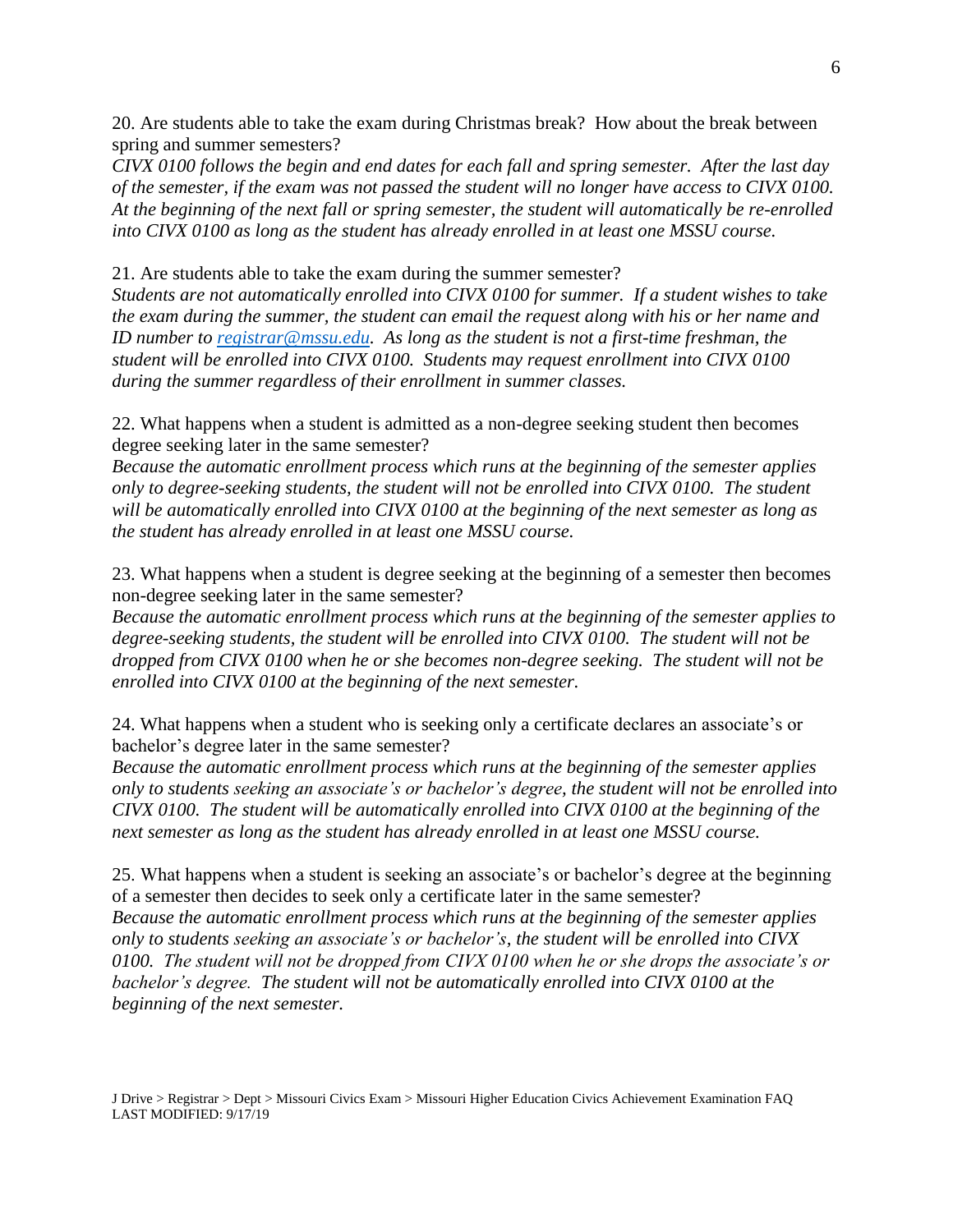20. Are students able to take the exam during Christmas break? How about the break between spring and summer semesters?

*CIVX 0100 follows the begin and end dates for each fall and spring semester. After the last day of the semester, if the exam was not passed the student will no longer have access to CIVX 0100. At the beginning of the next fall or spring semester, the student will automatically be re-enrolled into CIVX 0100 as long as the student has already enrolled in at least one MSSU course.*

21. Are students able to take the exam during the summer semester?

*Students are not automatically enrolled into CIVX 0100 for summer. If a student wishes to take the exam during the summer, the student can email the request along with his or her name and ID number to [registrar@mssu.edu](mailto:registrar@mssu.edu). As long as the student is not a first-time freshman, the student will be enrolled into CIVX 0100. Students may request enrollment into CIVX 0100 during the summer regardless of their enrollment in summer classes.*

22. What happens when a student is admitted as a non-degree seeking student then becomes degree seeking later in the same semester?

*Because the automatic enrollment process which runs at the beginning of the semester applies only to degree-seeking students, the student will not be enrolled into CIVX 0100. The student will be automatically enrolled into CIVX 0100 at the beginning of the next semester as long as the student has already enrolled in at least one MSSU course.*

23. What happens when a student is degree seeking at the beginning of a semester then becomes non-degree seeking later in the same semester?

*Because the automatic enrollment process which runs at the beginning of the semester applies to degree-seeking students, the student will be enrolled into CIVX 0100. The student will not be dropped from CIVX 0100 when he or she becomes non-degree seeking. The student will not be enrolled into CIVX 0100 at the beginning of the next semester.*

24. What happens when a student who is seeking only a certificate declares an associate's or bachelor's degree later in the same semester?

*Because the automatic enrollment process which runs at the beginning of the semester applies only to students seeking an associate's or bachelor's degree, the student will not be enrolled into CIVX 0100. The student will be automatically enrolled into CIVX 0100 at the beginning of the next semester as long as the student has already enrolled in at least one MSSU course.*

25. What happens when a student is seeking an associate's or bachelor's degree at the beginning of a semester then decides to seek only a certificate later in the same semester?

*Because the automatic enrollment process which runs at the beginning of the semester applies only to students seeking an associate's or bachelor's, the student will be enrolled into CIVX 0100. The student will not be dropped from CIVX 0100 when he or she drops the associate's or bachelor's degree. The student will not be automatically enrolled into CIVX 0100 at the beginning of the next semester.*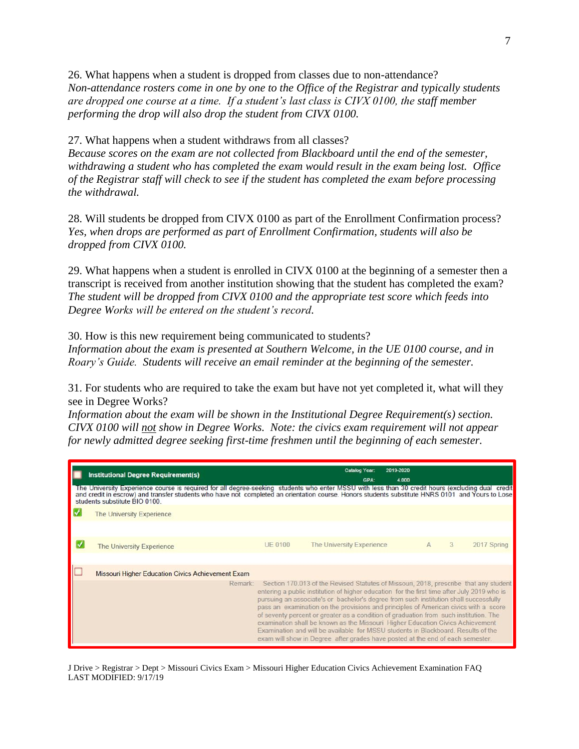26. What happens when a student is dropped from classes due to non-attendance?
*Non-attendance rosters come in one by one to the Office of the Registrar and typically students are dropped one course at a time. If a student's last class is CIVX 0100, the staff member performing the drop will also drop the student from CIVX 0100.*

27. What happens when a student withdraws from all classes?
*Because scores on the exam are not collected from Blackboard until the end of the semester, withdrawing a student who has completed the exam would result in the exam being lost. Office of the Registrar staff will check to see if the student has completed the exam before processing the withdrawal.*

28. Will students be dropped from CIVX 0100 as part of the Enrollment Confirmation process?
*Yes, when drops are performed as part of Enrollment Confirmation, students will also be dropped from CIVX 0100.*

29. What happens when a student is enrolled in CIVX 0100 at the beginning of a semester then a transcript is received from another institution showing that the student has completed the exam?
*The student will be dropped from CIVX 0100 and the appropriate test score which feeds into Degree Works will be entered on the student's record.*

30. How is this new requirement being communicated to students?
*Information about the exam is presented at Southern Welcome, in the UE 0100 course, and in Roary's Guide. Students will receive an email reminder at the beginning of the semester.*

31. For students who are required to take the exam but have not yet completed it, what will they see in Degree Works?
*Information about the exam will be shown in the Institutional Degree Requirement(s) section. CIVX 0100 will not show in Degree Works. Note: the civics exam requirement will not appear for newly admitted degree seeking first-time freshmen until the beginning of each semester.*

**Institutional Degree Requirement(s)** — Catalog Year: 2019-2020 — GPA: 4.000

The University Experience course is required for all degree-seeking students who enter MSSU with less than 30 credit hours (excluding dual credit and credit in escrow) and transfer students who have not completed an orientation course. Honors students substitute HNRS 0101 and Yours to Lose students substitute BIO 0100.

| | Requirement | Course | Title | Grade | Credits | Term |
|---|---|---|---|---|---|---|
| ☑ | The University Experience | | | | | |
| ☑ | The University Experience | UE 0100 | The University Experience | A | 3 | 2017 Spring |
| ☐ | Missouri Higher Education Civics Achievement Exam | | | | | |

Remark: Section 170.013 of the Revised Statutes of Missouri, 2018, prescribe that any student entering a public institution of higher education for the first time after July 2019 who is pursuing an associate's or bachelor's degree from such institution shall successfully pass an examination on the provisions and principles of American civics with a score of seventy percent or greater as a condition of graduation from such institution. The examination shall be known as the Missouri Higher Education Civics Achievement Examination and will be available for MSSU students in Blackboard. Results of the exam will show in Degree after grades have posted at the end of each semester.

J Drive > Registrar > Dept > Missouri Civics Exam > Missouri Higher Education Civics Achievement Examination FAQ
LAST MODIFIED: 9/17/19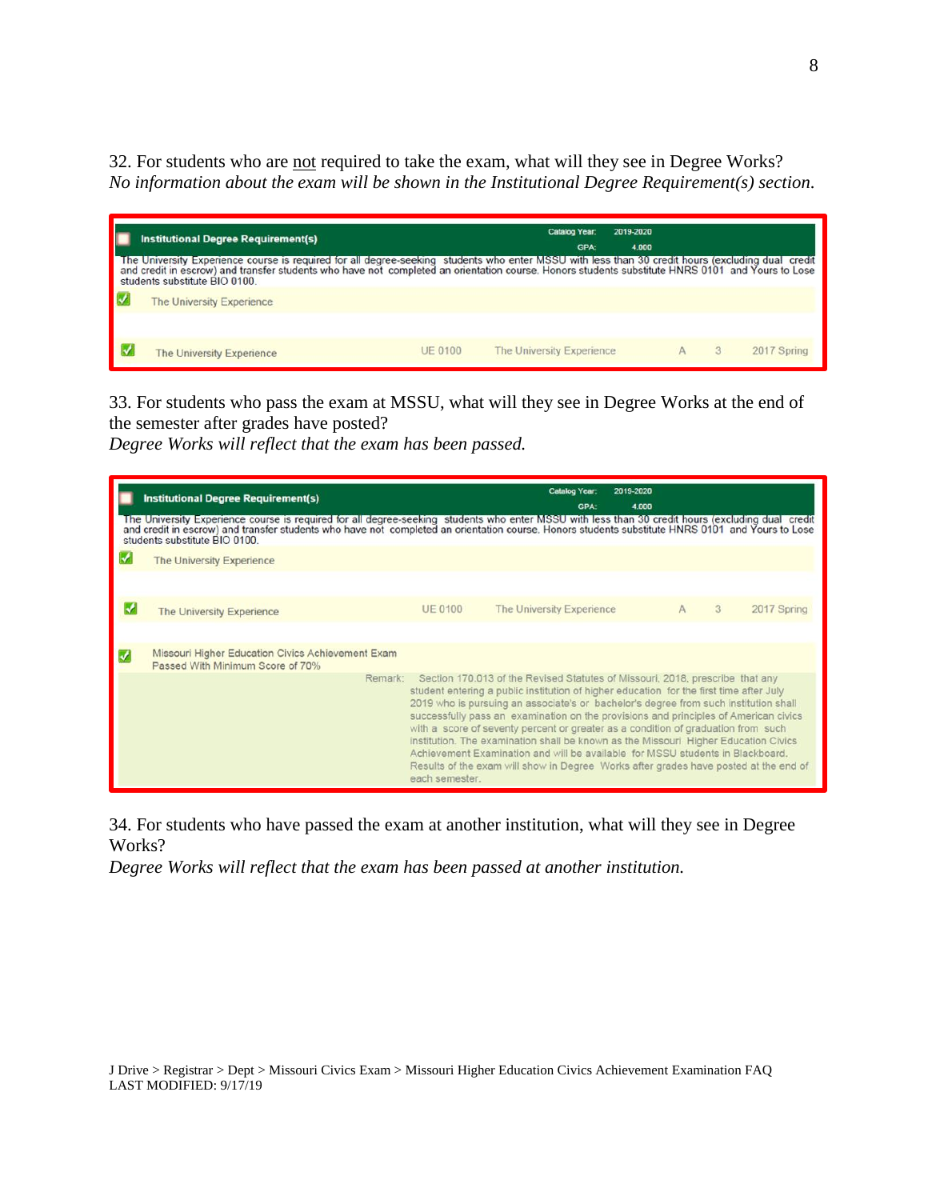32. For students who are <u>not</u> required to take the exam, what will they see in Degree Works?
*No information about the exam will be shown in the Institutional Degree Requirement(s) section.*

**Institutional Degree Requirement(s)** — Catalog Year: 2019-2020 — GPA: 4.000

The University Experience course is required for all degree-seeking students who enter MSSU with less than 30 credit hours (excluding dual credit and credit in escrow) and transfer students who have not completed an orientation course. Honors students substitute HNRS 0101 and Yours to Lose students substitute BIO 0100.

| | | | | | | |
|---|---|---|---|---|---|---|
| ✓ | The University Experience | | | | | |
| ✓ | The University Experience | UE 0100 | The University Experience | A | 3 | 2017 Spring |

33. For students who pass the exam at MSSU, what will they see in Degree Works at the end of the semester after grades have posted?
*Degree Works will reflect that the exam has been passed.*

**Institutional Degree Requirement(s)** — Catalog Year: 2019-2020 — GPA: 4.000

The University Experience course is required for all degree-seeking students who enter MSSU with less than 30 credit hours (excluding dual credit and credit in escrow) and transfer students who have not completed an orientation course. Honors students substitute HNRS 0101 and Yours to Lose students substitute BIO 0100.

| | | | | | | |
|---|---|---|---|---|---|---|
| ✓ | The University Experience | | | | | |
| ✓ | The University Experience | UE 0100 | The University Experience | A | 3 | 2017 Spring |
| ✓ | Missouri Higher Education Civics Achievement Exam Passed With Minimum Score of 70% | | | | | |

Remark: Section 170.013 of the Revised Statutes of Missouri, 2018, prescribe that any student entering a public institution of higher education for the first time after July 2019 who is pursuing an associate's or bachelor's degree from such institution shall successfully pass an examination on the provisions and principles of American civics with a score of seventy percent or greater as a condition of graduation from such institution. The examination shall be known as the Missouri Higher Education Civics Achievement Examination and will be available for MSSU students in Blackboard. Results of the exam will show in Degree Works after grades have posted at the end of each semester.

34. For students who have passed the exam at another institution, what will they see in Degree Works?
*Degree Works will reflect that the exam has been passed at another institution.*

J Drive > Registrar > Dept > Missouri Civics Exam > Missouri Higher Education Civics Achievement Examination FAQ
LAST MODIFIED: 9/17/19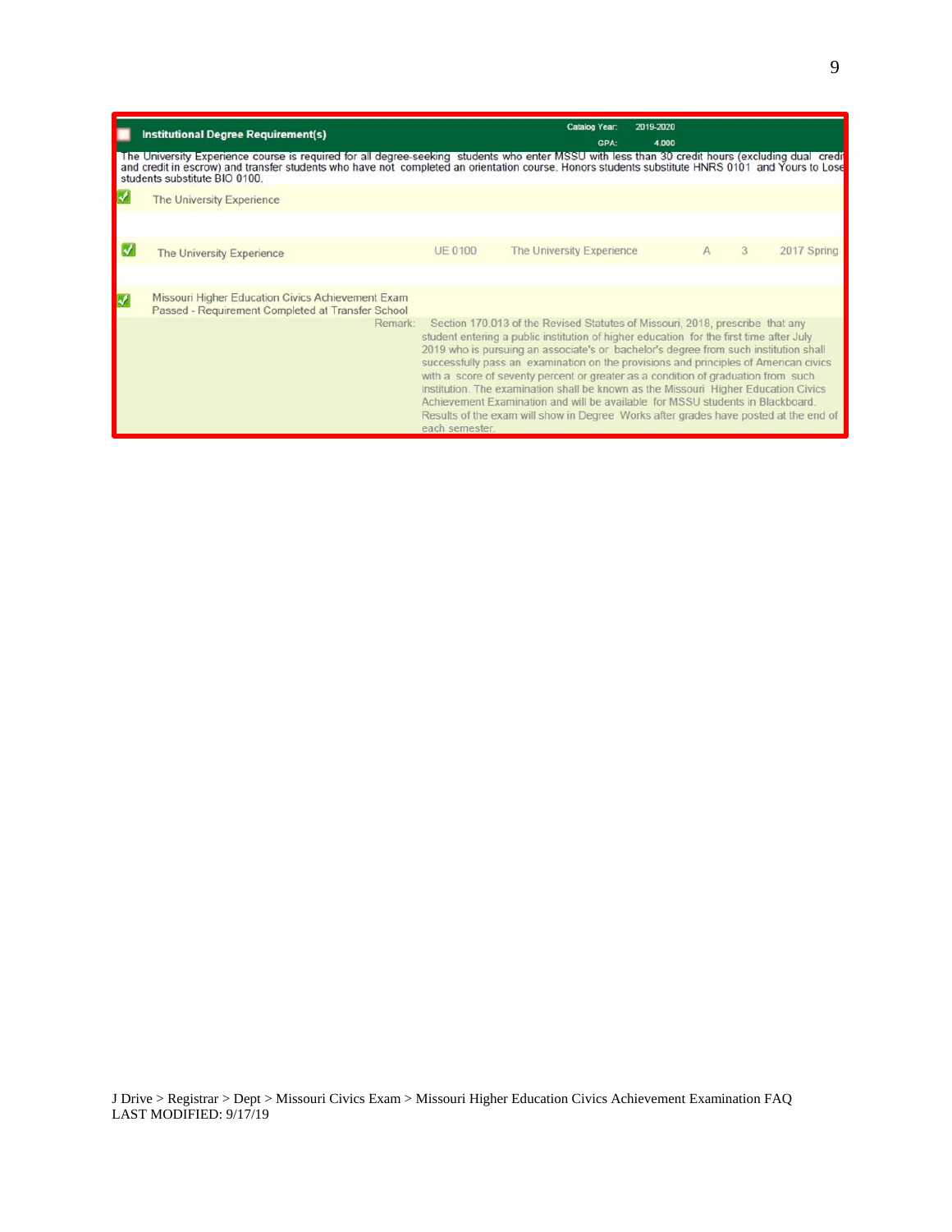**Institutional Degree Requirement(s)**

Catalog Year: 2019-2020
GPA: 4.000

The University Experience course is required for all degree-seeking students who enter MSSU with less than 30 credit hours (excluding dual credit and credit in escrow) and transfer students who have not completed an orientation course. Honors students substitute HNRS 0101 and Yours to Lose students substitute BIO 0100.

The University Experience

| | | | | | |
|---|---|---|---|---|---|
| The University Experience | UE 0100 | The University Experience | A | 3 | 2017 Spring |

Missouri Higher Education Civics Achievement Exam
Passed - Requirement Completed at Transfer School

Remark: Section 170.013 of the Revised Statutes of Missouri, 2018, prescribe that any student entering a public institution of higher education for the first time after July 2019 who is pursuing an associate's or bachelor's degree from such institution shall successfully pass an examination on the provisions and principles of American civics with a score of seventy percent or greater as a condition of graduation from such institution. The examination shall be known as the Missouri Higher Education Civics Achievement Examination and will be available for MSSU students in Blackboard. Results of the exam will show in Degree Works after grades have posted at the end of each semester.

J Drive > Registrar > Dept > Missouri Civics Exam > Missouri Higher Education Civics Achievement Examination FAQ
LAST MODIFIED: 9/17/19